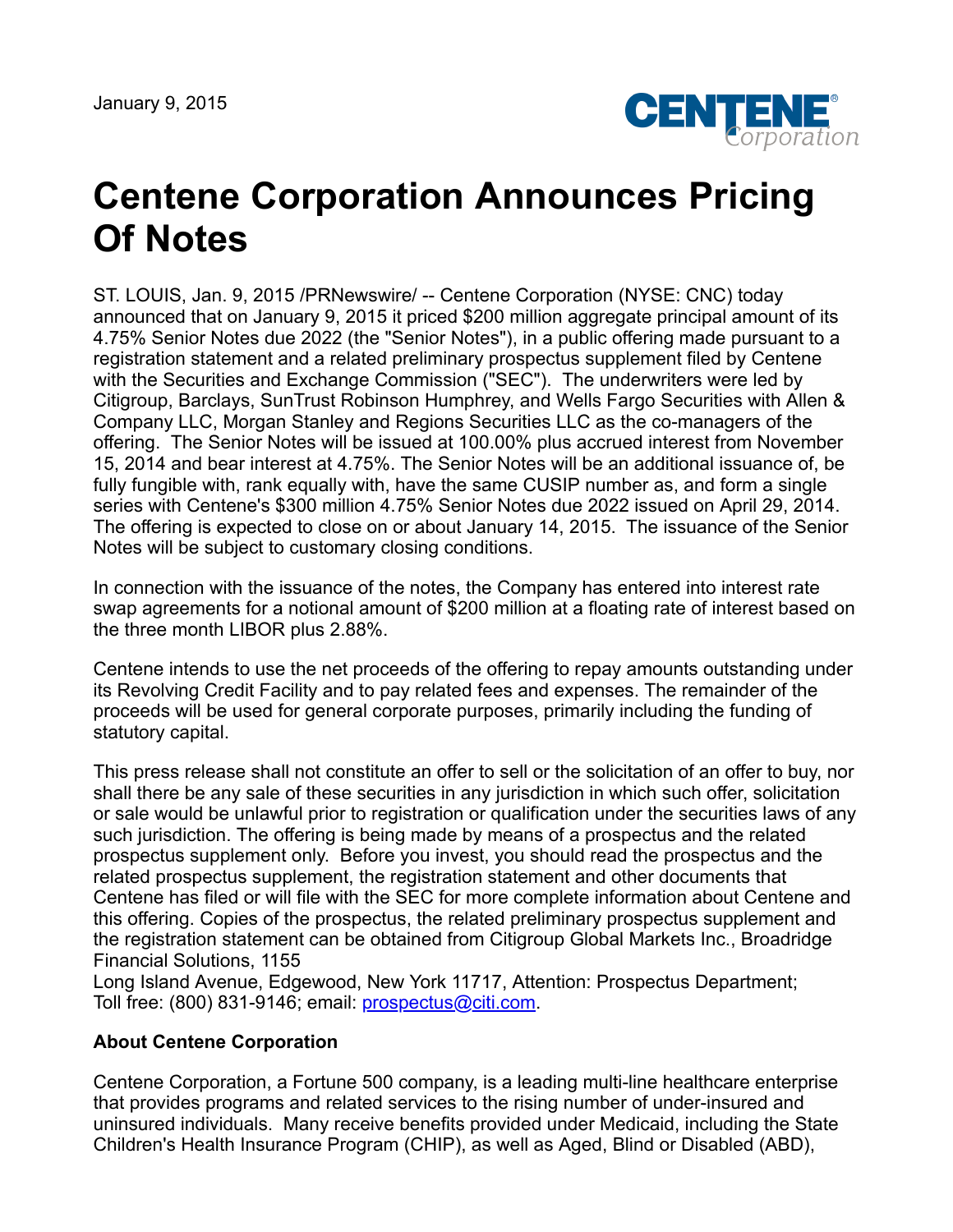January 9, 2015

# Centene Corporation Announces Pricing Of Notes

ST. LOUIS, Jan. 9, 2015 /PRNewswire/ -- Centene Corporation (NYSE: CNC) today announced that on January 9, 2015 it priced $200 million aggregate principal amount of its 4.75% Senior Notes due 2022 (the "Senior Notes"), in a public offering made pursuant to a registration statement and a related preliminary prospectus supplement filed by Centene with the Securities and Exchange Commission ("SEC"). The underwriters were led by Citigroup, Barclays, SunTrust Robinson Humphrey, and Wells Fargo Securities with Allen & Company LLC, Morgan Stanley and Regions Securities LLC as the co-managers of the offering. The Senior Notes will be issued at 100.00% plus accrued interest from November 15, 2014 and bear interest at 4.75%. The Senior Notes will be an additional issuance of, be fully fungible with, rank equally with, have the same CUSIP number as, and form a single series with Centene's $300 million 4.75% Senior Notes due 2022 issued on April 29, 2014. The offering is expected to close on or about January 14, 2015. The issuance of the Senior Notes will be subject to customary closing conditions.

In connection with the issuance of the notes, the Company has entered into interest rate swap agreements for a notional amount of $200 million at a floating rate of interest based on the three month LIBOR plus 2.88%.

Centene intends to use the net proceeds of the offering to repay amounts outstanding under its Revolving Credit Facility and to pay related fees and expenses. The remainder of the proceeds will be used for general corporate purposes, primarily including the funding of statutory capital.

This press release shall not constitute an offer to sell or the solicitation of an offer to buy, nor shall there be any sale of these securities in any jurisdiction in which such offer, solicitation or sale would be unlawful prior to registration or qualification under the securities laws of any such jurisdiction. The offering is being made by means of a prospectus and the related prospectus supplement only. Before you invest, you should read the prospectus and the related prospectus supplement, the registration statement and other documents that Centene has filed or will file with the SEC for more complete information about Centene and this offering. Copies of the prospectus, the related preliminary prospectus supplement and the registration statement can be obtained from Citigroup Global Markets Inc., Broadridge Financial Solutions, 1155 Long Island Avenue, Edgewood, New York 11717, Attention: Prospectus Department; Toll free: (800) 831-9146; email: prospectus@citi.com.

**About Centene Corporation**

Centene Corporation, a Fortune 500 company, is a leading multi-line healthcare enterprise that provides programs and related services to the rising number of under-insured and uninsured individuals. Many receive benefits provided under Medicaid, including the State Children's Health Insurance Program (CHIP), as well as Aged, Blind or Disabled (ABD),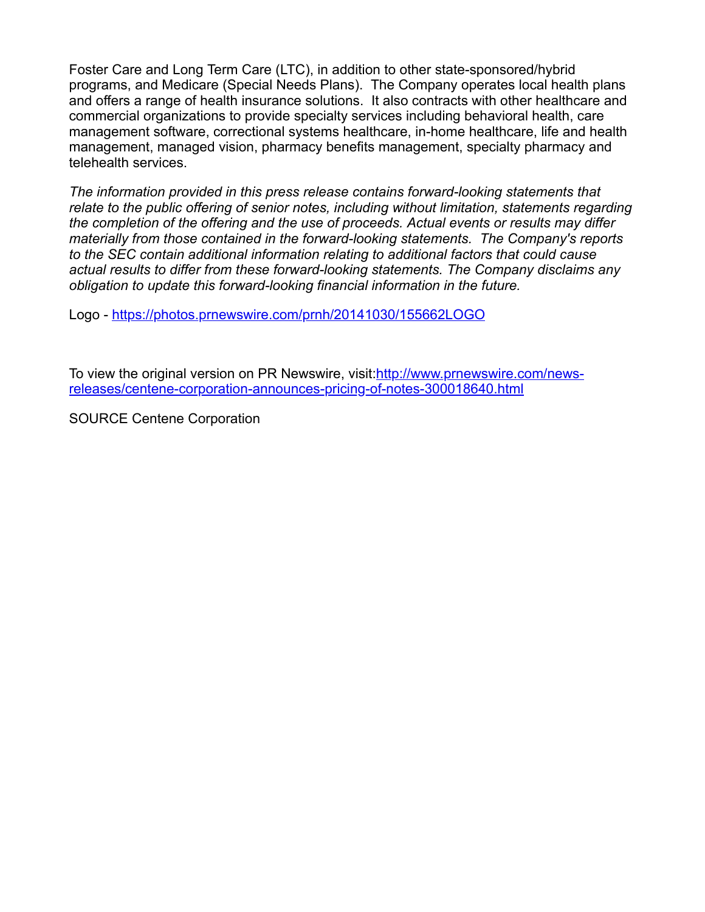Foster Care and Long Term Care (LTC), in addition to other state-sponsored/hybrid programs, and Medicare (Special Needs Plans). The Company operates local health plans and offers a range of health insurance solutions. It also contracts with other healthcare and commercial organizations to provide specialty services including behavioral health, care management software, correctional systems healthcare, in-home healthcare, life and health management, managed vision, pharmacy benefits management, specialty pharmacy and telehealth services.

*The information provided in this press release contains forward-looking statements that relate to the public offering of senior notes, including without limitation, statements regarding the completion of the offering and the use of proceeds. Actual events or results may differ materially from those contained in the forward-looking statements. The Company's reports to the SEC contain additional information relating to additional factors that could cause actual results to differ from these forward-looking statements. The Company disclaims any obligation to update this forward-looking financial information in the future.*

Logo - [https://photos.prnewswire.com/prnh/20141030/155662LOGO](https://photos.prnewswire.com/prnh/20141030/155662LOGO)

To view the original version on PR Newswire, visit:[http://www.prnewswire.com/news-releases/centene-corporation-announces-pricing-of-notes-300018640.html](http://www.prnewswire.com/news-releases/centene-corporation-announces-pricing-of-notes-300018640.html)

SOURCE Centene Corporation